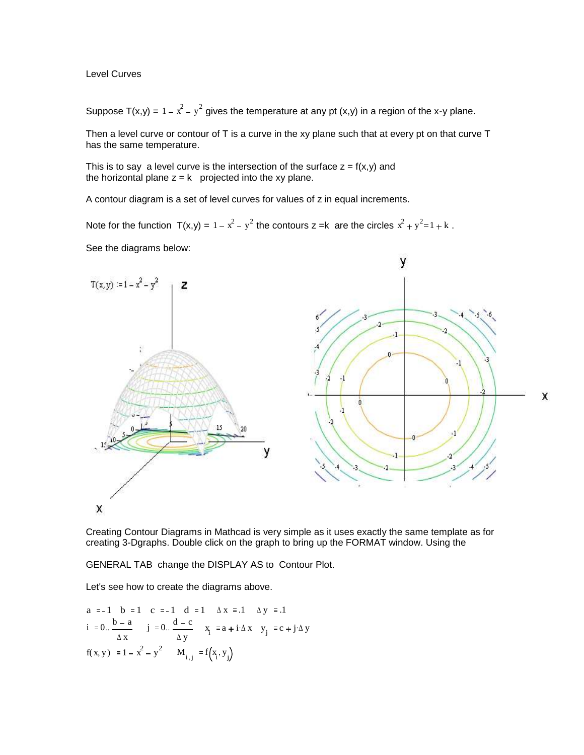Level Curves

Suppose T(x,y) = $1 - x^2 - y^2$ gives the temperature at any pt (x,y) in a region of the x-y plane.

Then a level curve or contour of T is a curve in the xy plane such that at every pt on that curve T has the same temperature.

This is to say a level curve is the intersection of the surface z = f(x,y) and the horizontal plane z = k projected into the xy plane.

A contour diagram is a set of level curves for values of z in equal increments.

Note for the function T(x,y) = $1 - x^2 - y^2$ the contours z =k are the circles $x^2 + y^2 = 1 + k$ .

See the diagrams below:

Creating Contour Diagrams in Mathcad is very simple as it uses exactly the same template as for creating 3-Dgraphs. Double click on the graph to bring up the FORMAT window. Using the

GENERAL TAB change the DISPLAY AS to Contour Plot.

Let's see how to create the diagrams above.

$a := -1 \quad b := 1 \quad c := -1 \quad d := 1 \quad \Delta x := .1 \quad \Delta y := .1$

$i := 0 .. \frac{b - a}{\Delta x} \quad j := 0 .. \frac{d - c}{\Delta y} \quad x_i := a + i \cdot \Delta x \quad y_j := c + j \cdot \Delta y$

$f(x, y) := 1 - x^2 - y^2 \quad M_{i,j} := f(x_i, y_j)$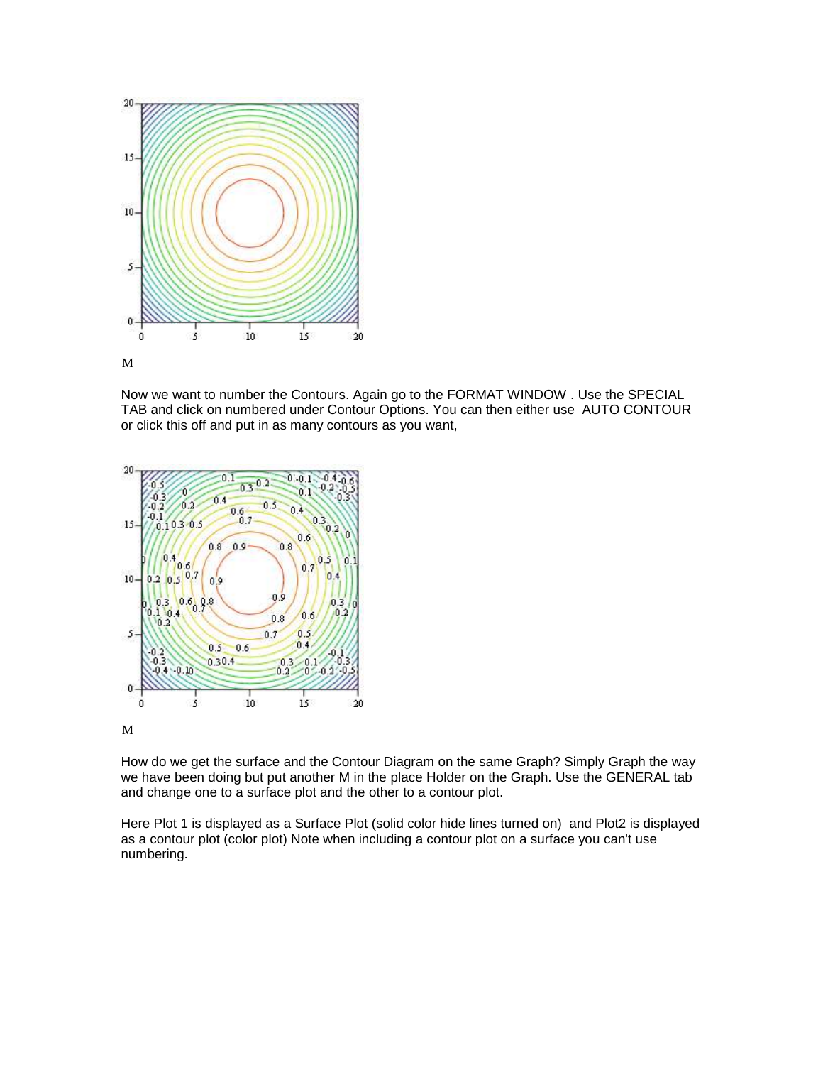M

Now we want to number the Contours. Again go to the FORMAT WINDOW . Use the SPECIAL TAB and click on numbered under Contour Options. You can then either use AUTO CONTOUR or click this off and put in as many contours as you want,

M

How do we get the surface and the Contour Diagram on the same Graph? Simply Graph the way we have been doing but put another M in the place Holder on the Graph. Use the GENERAL tab and change one to a surface plot and the other to a contour plot.

Here Plot 1 is displayed as a Surface Plot (solid color hide lines turned on) and Plot2 is displayed as a contour plot (color plot) Note when including a contour plot on a surface you can't use numbering.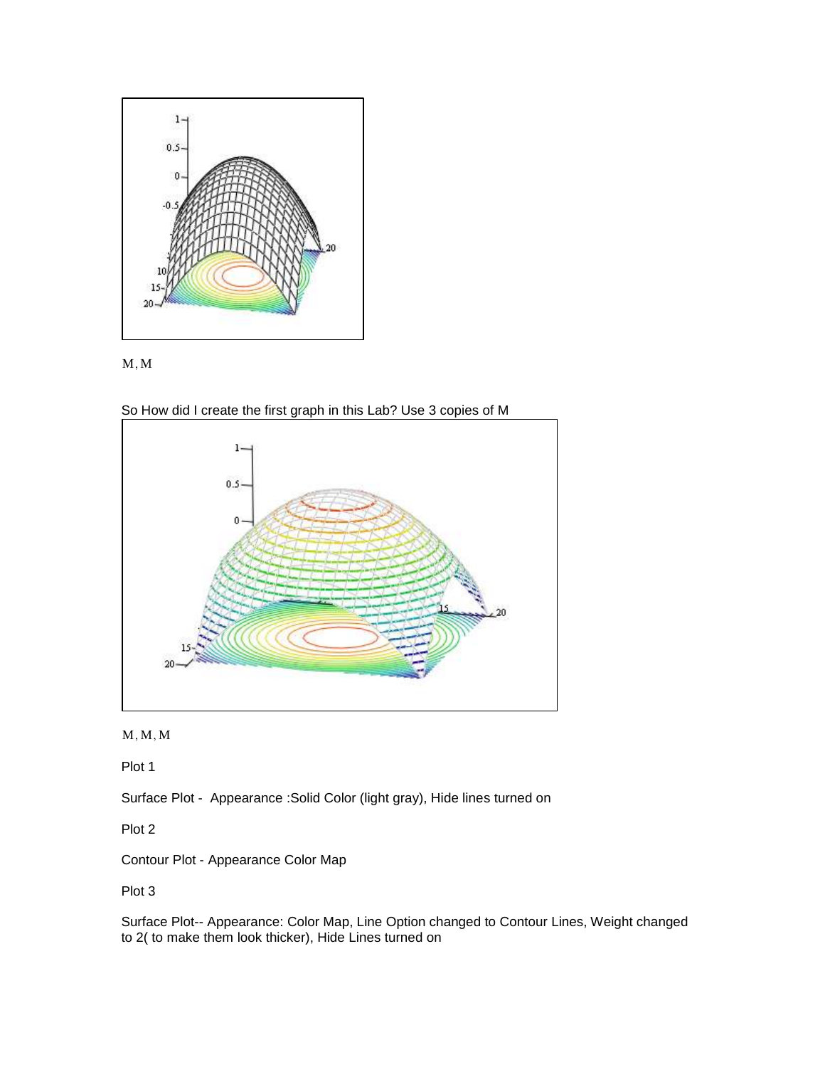M, M

So How did I create the first graph in this Lab? Use 3 copies of M

M, M, M

Plot 1

Surface Plot -  Appearance :Solid Color (light gray), Hide lines turned on

Plot 2

Contour Plot - Appearance Color Map

Plot 3

Surface Plot-- Appearance: Color Map, Line Option changed to Contour Lines, Weight changed to 2( to make them look thicker), Hide Lines turned on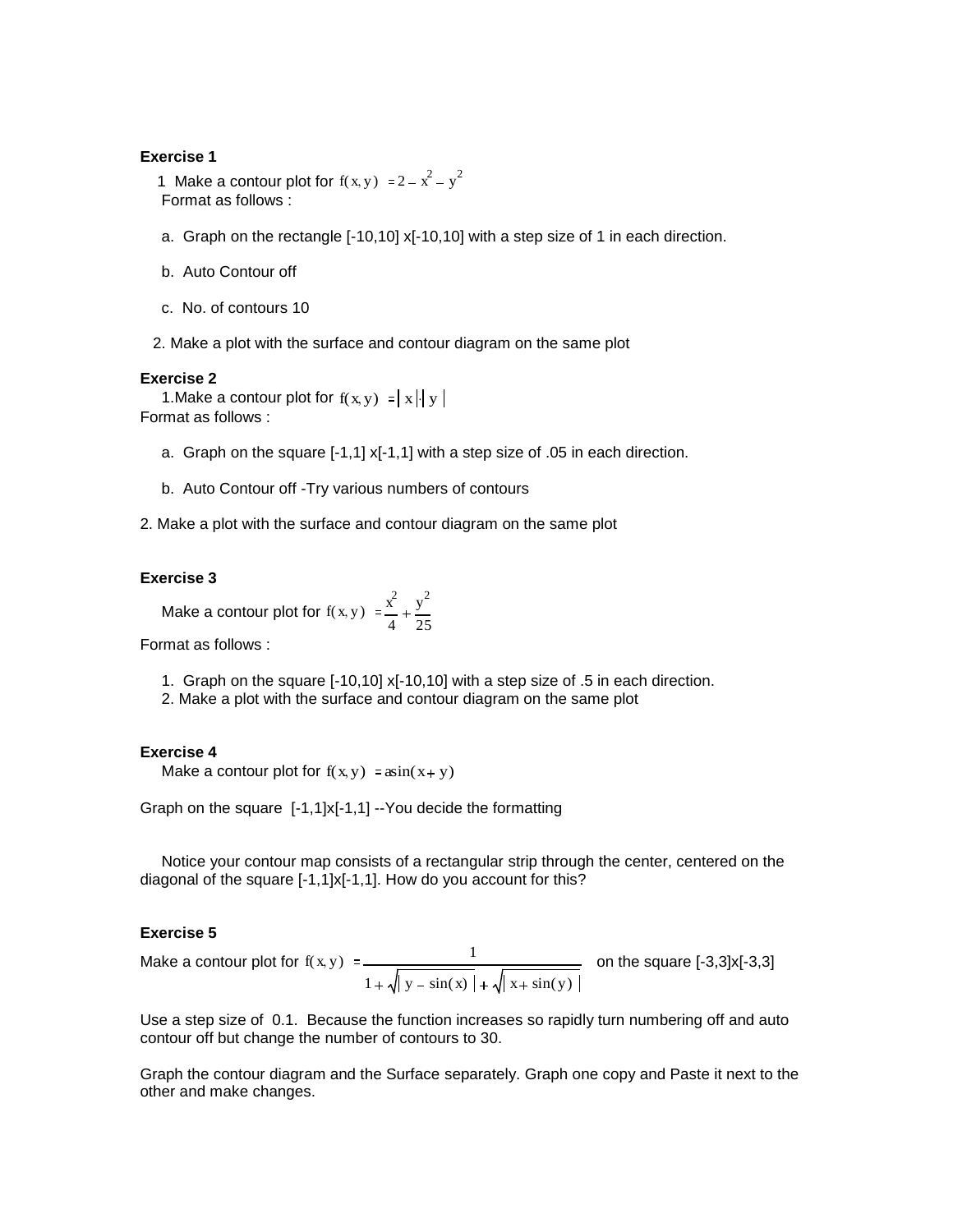**Exercise 1**

1 Make a contour plot for $f(x, y) = 2 - x^2 - y^2$
Format as follows :

a. Graph on the rectangle [-10,10] x[-10,10] with a step size of 1 in each direction.

b. Auto Contour off

c. No. of contours 10

2. Make a plot with the surface and contour diagram on the same plot

**Exercise 2**

1.Make a contour plot for $f(x, y) = |x| \cdot |y|$
Format as follows :

a. Graph on the square [-1,1] x[-1,1] with a step size of .05 in each direction.

b. Auto Contour off -Try various numbers of contours

2. Make a plot with the surface and contour diagram on the same plot

**Exercise 3**

Make a contour plot for $f(x, y) = \dfrac{x^2}{4} + \dfrac{y^2}{25}$

Format as follows :

1. Graph on the square [-10,10] x[-10,10] with a step size of .5 in each direction.
2. Make a plot with the surface and contour diagram on the same plot

**Exercise 4**

Make a contour plot for $f(x, y) = \operatorname{asin}(x + y)$

Graph on the square [-1,1]x[-1,1] --You decide the formatting

Notice your contour map consists of a rectangular strip through the center, centered on the diagonal of the square [-1,1]x[-1,1]. How do you account for this?

**Exercise 5**

Make a contour plot for $f(x, y) = \dfrac{1}{1 + \sqrt{|y - \sin(x)|} + \sqrt{|x + \sin(y)|}}$ on the square [-3,3]x[-3,3]

Use a step size of 0.1. Because the function increases so rapidly turn numbering off and auto contour off but change the number of contours to 30.

Graph the contour diagram and the Surface separately. Graph one copy and Paste it next to the other and make changes.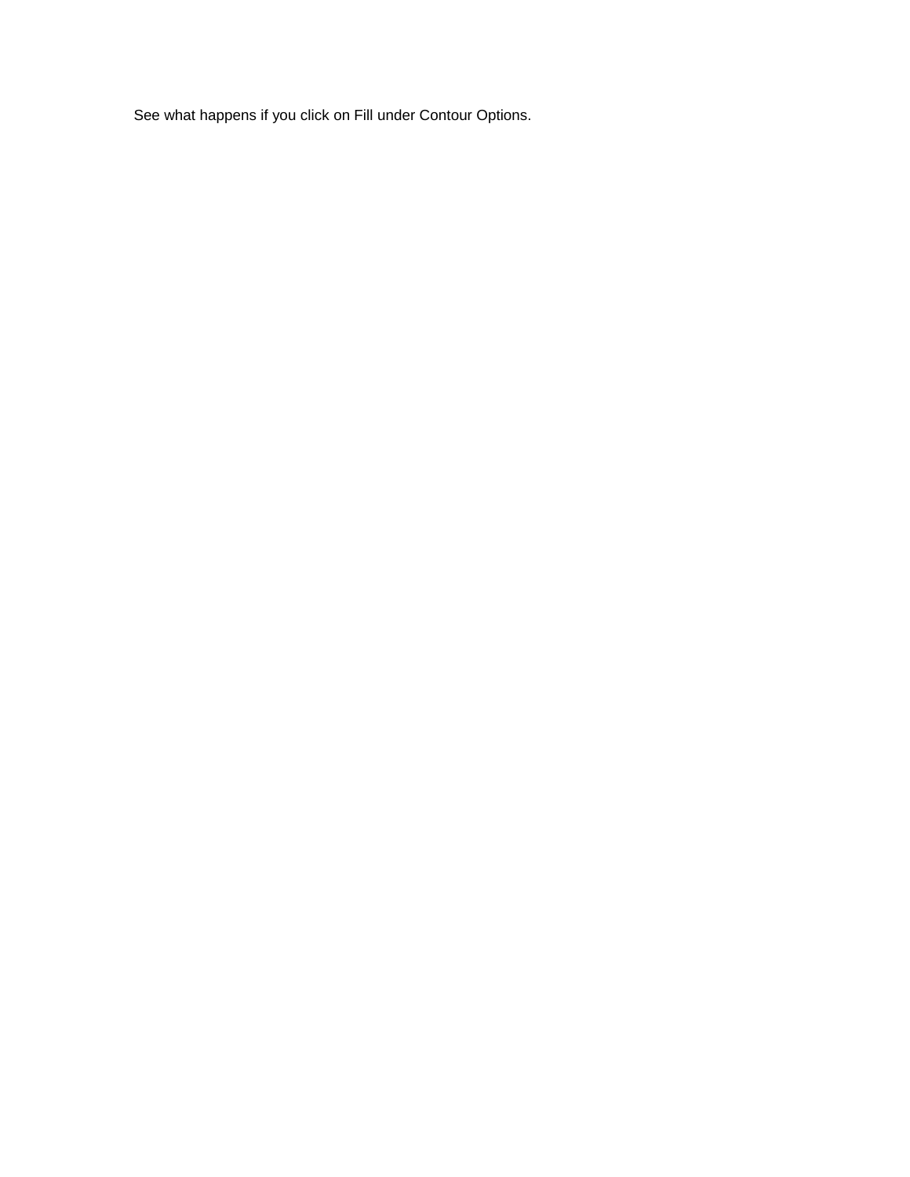See what happens if you click on Fill under Contour Options.